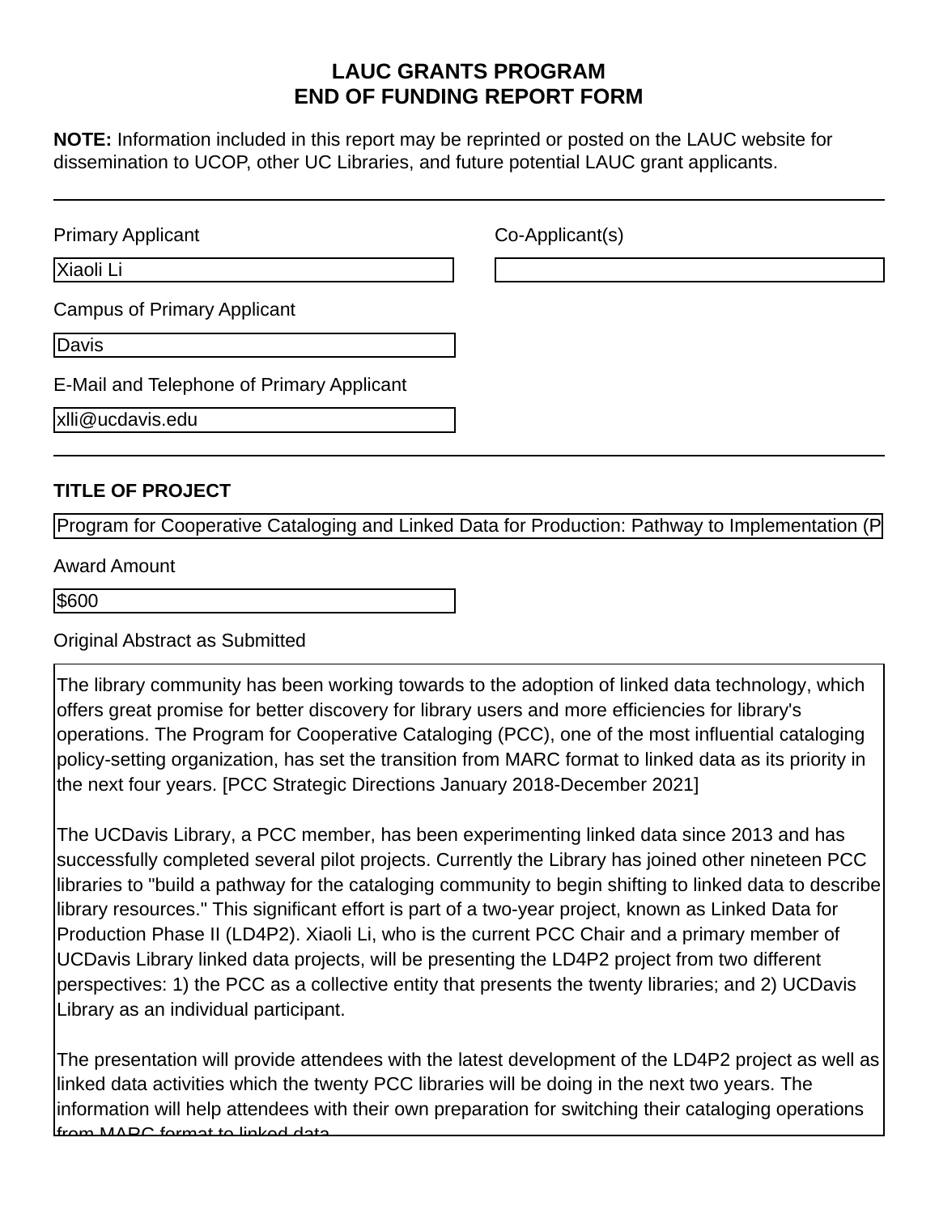# LAUC GRANTS PROGRAM
# END OF FUNDING REPORT FORM

**NOTE:** Information included in this report may be reprinted or posted on the LAUC website for dissemination to UCOP, other UC Libraries, and future potential LAUC grant applicants.

---

Primary Applicant

Xiaoli Li

Co-Applicant(s)

Campus of Primary Applicant

Davis

E-Mail and Telephone of Primary Applicant

xlli@ucdavis.edu

---

**TITLE OF PROJECT**

Program for Cooperative Cataloging and Linked Data for Production: Pathway to Implementation (P

Award Amount

$600

Original Abstract as Submitted

The library community has been working towards to the adoption of linked data technology, which offers great promise for better discovery for library users and more efficiencies for library's operations. The Program for Cooperative Cataloging (PCC), one of the most influential cataloging policy-setting organization, has set the transition from MARC format to linked data as its priority in the next four years. [PCC Strategic Directions January 2018-December 2021]

The UCDavis Library, a PCC member, has been experimenting linked data since 2013 and has successfully completed several pilot projects. Currently the Library has joined other nineteen PCC libraries to "build a pathway for the cataloging community to begin shifting to linked data to describe library resources." This significant effort is part of a two-year project, known as Linked Data for Production Phase II (LD4P2). Xiaoli Li, who is the current PCC Chair and a primary member of UCDavis Library linked data projects, will be presenting the LD4P2 project from two different perspectives: 1) the PCC as a collective entity that presents the twenty libraries; and 2) UCDavis Library as an individual participant.

The presentation will provide attendees with the latest development of the LD4P2 project as well as linked data activities which the twenty PCC libraries will be doing in the next two years. The information will help attendees with their own preparation for switching their cataloging operations from MARC format to linked data.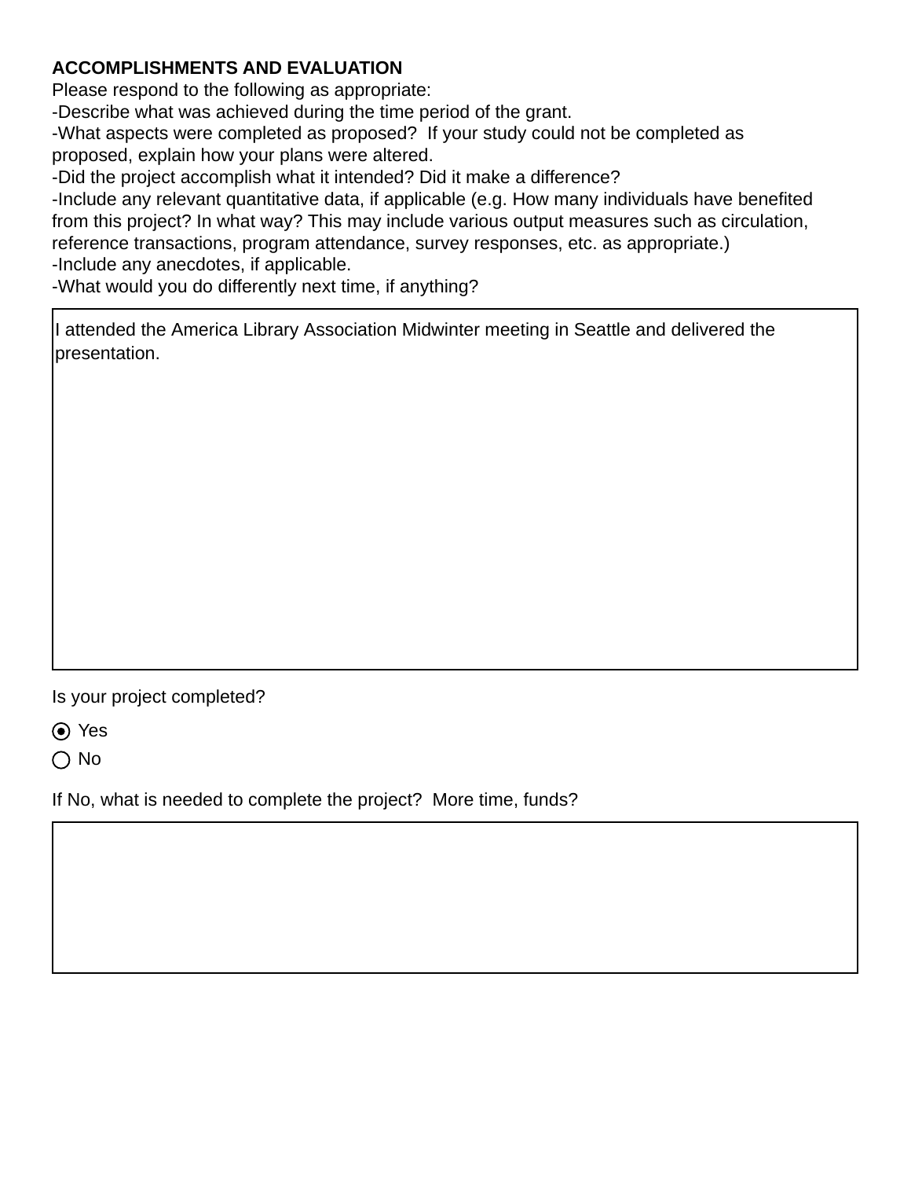**ACCOMPLISHMENTS AND EVALUATION**

Please respond to the following as appropriate:

-Describe what was achieved during the time period of the grant.

-What aspects were completed as proposed? If your study could not be completed as proposed, explain how your plans were altered.

-Did the project accomplish what it intended? Did it make a difference?

-Include any relevant quantitative data, if applicable (e.g. How many individuals have benefited from this project? In what way? This may include various output measures such as circulation, reference transactions, program attendance, survey responses, etc. as appropriate.)

-Include any anecdotes, if applicable.

-What would you do differently next time, if anything?

I attended the America Library Association Midwinter meeting in Seattle and delivered the presentation.

Is your project completed?

- (●) Yes
- ( ) No

If No, what is needed to complete the project? More time, funds?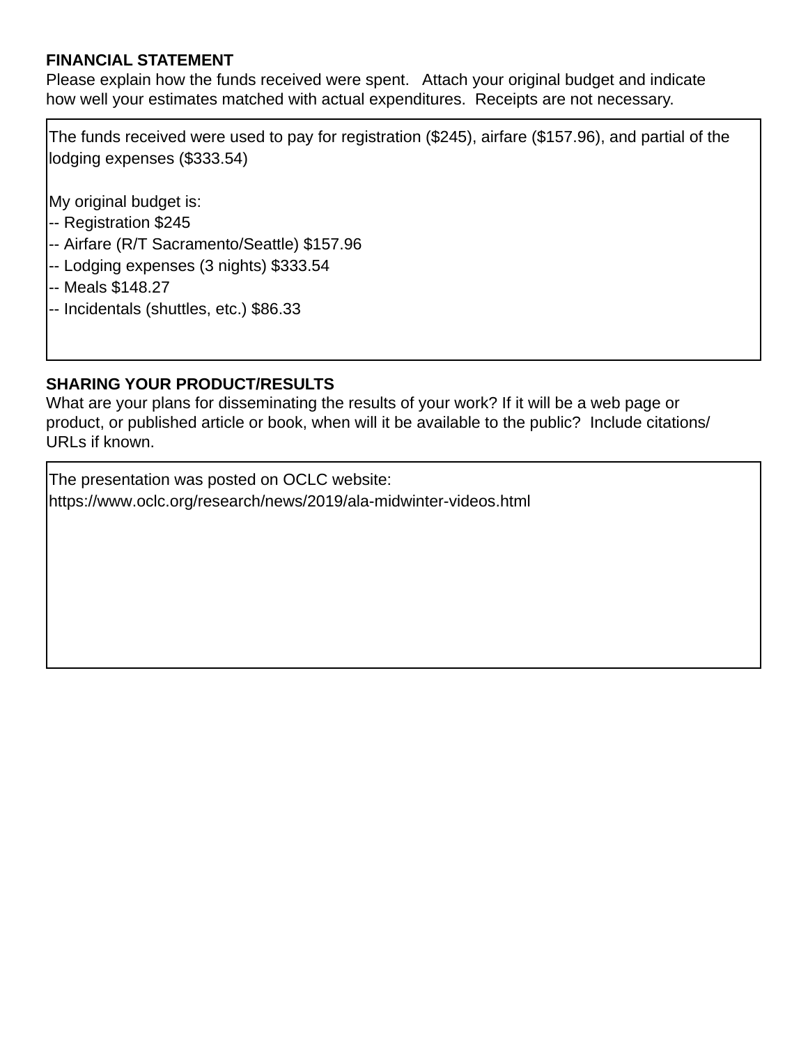**FINANCIAL STATEMENT**

Please explain how the funds received were spent. Attach your original budget and indicate how well your estimates matched with actual expenditures. Receipts are not necessary.

The funds received were used to pay for registration ($245), airfare ($157.96), and partial of the lodging expenses ($333.54)

My original budget is:

-- Registration $245
-- Airfare (R/T Sacramento/Seattle) $157.96
-- Lodging expenses (3 nights) $333.54
-- Meals $148.27
-- Incidentals (shuttles, etc.) $86.33

**SHARING YOUR PRODUCT/RESULTS**

What are your plans for disseminating the results of your work? If it will be a web page or product, or published article or book, when will it be available to the public? Include citations/ URLs if known.

The presentation was posted on OCLC website:
https://www.oclc.org/research/news/2019/ala-midwinter-videos.html